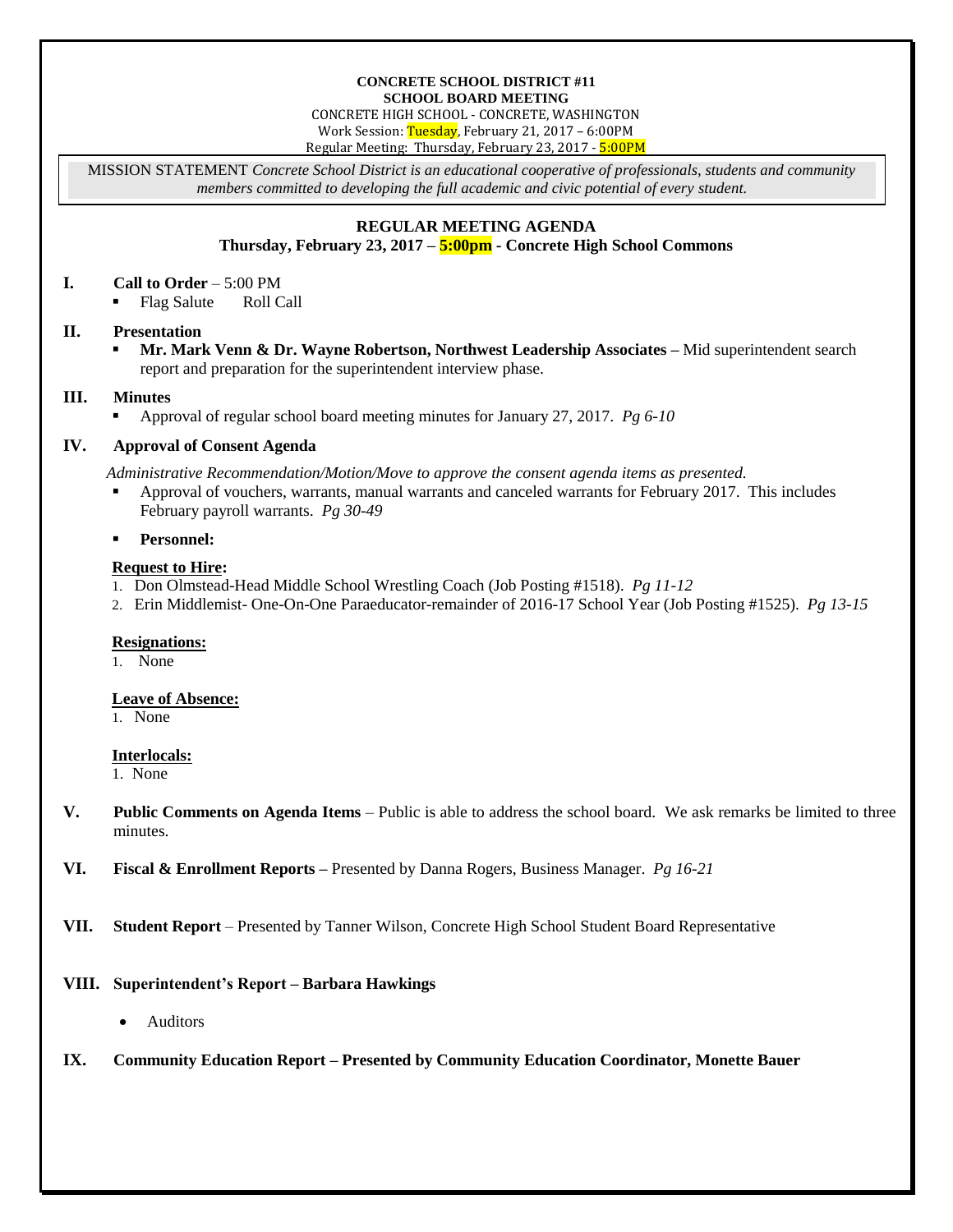**CONCRETE SCHOOL DISTRICT #11**
**SCHOOL BOARD MEETING**
CONCRETE HIGH SCHOOL - CONCRETE, WASHINGTON
Work Session: Tuesday, February 21, 2017 – 6:00PM
Regular Meeting: Thursday, February 23, 2017 - 5:00PM

MISSION STATEMENT *Concrete School District is an educational cooperative of professionals, students and community members committed to developing the full academic and civic potential of every student.*

## REGULAR MEETING AGENDA
**Thursday, February 23, 2017 – 5:00pm - Concrete High School Commons**

**I. Call to Order** – 5:00 PM
- Flag Salute    Roll Call

**II. Presentation**
- **Mr. Mark Venn & Dr. Wayne Robertson, Northwest Leadership Associates –** Mid superintendent search report and preparation for the superintendent interview phase.

**III. Minutes**
- Approval of regular school board meeting minutes for January 27, 2017. *Pg 6-10*

**IV. Approval of Consent Agenda**

*Administrative Recommendation/Motion/Move to approve the consent agenda items as presented.*
- Approval of vouchers, warrants, manual warrants and canceled warrants for February 2017. This includes February payroll warrants. *Pg 30-49*
- **Personnel:**

**Request to Hire:**
1. Don Olmstead-Head Middle School Wrestling Coach (Job Posting #1518). *Pg 11-12*
2. Erin Middlemist- One-On-One Paraeducator-remainder of 2016-17 School Year (Job Posting #1525). *Pg 13-15*

**Resignations:**
1. None

**Leave of Absence:**
1. None

**Interlocals:**
1. None

**V. Public Comments on Agenda Items** – Public is able to address the school board. We ask remarks be limited to three minutes.

**VI. Fiscal & Enrollment Reports –** Presented by Danna Rogers, Business Manager. *Pg 16-21*

**VII. Student Report** – Presented by Tanner Wilson, Concrete High School Student Board Representative

**VIII. Superintendent's Report – Barbara Hawkings**
- Auditors

**IX. Community Education Report – Presented by Community Education Coordinator, Monette Bauer**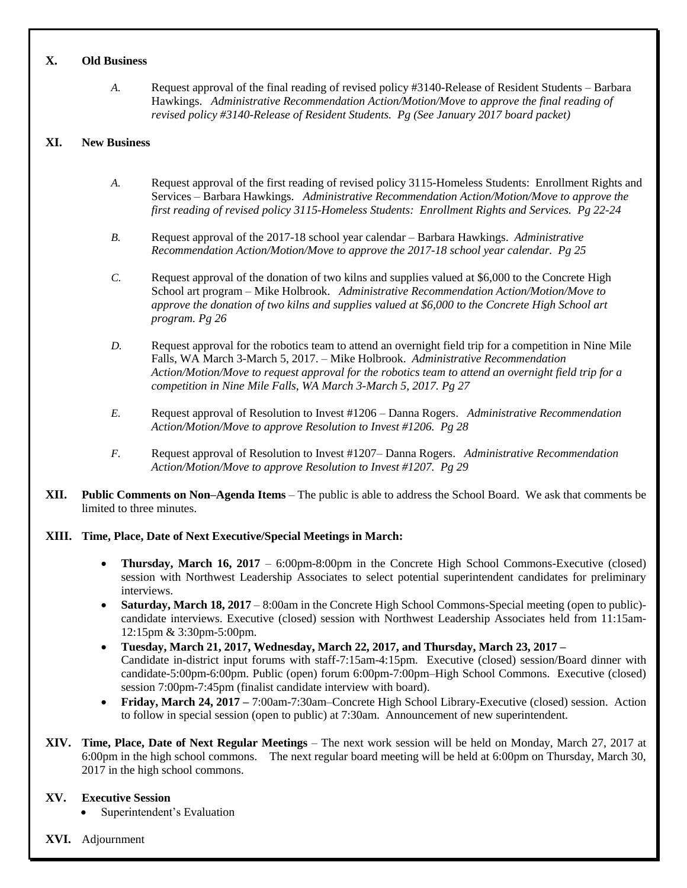**X. Old Business**

A. Request approval of the final reading of revised policy #3140-Release of Resident Students – Barbara Hawkings. *Administrative Recommendation Action/Motion/Move to approve the final reading of revised policy #3140-Release of Resident Students. Pg (See January 2017 board packet)*

**XI. New Business**

A. Request approval of the first reading of revised policy 3115-Homeless Students: Enrollment Rights and Services – Barbara Hawkings. *Administrative Recommendation Action/Motion/Move to approve the first reading of revised policy 3115-Homeless Students: Enrollment Rights and Services. Pg 22-24*

B. Request approval of the 2017-18 school year calendar – Barbara Hawkings. *Administrative Recommendation Action/Motion/Move to approve the 2017-18 school year calendar. Pg 25*

C. Request approval of the donation of two kilns and supplies valued at $6,000 to the Concrete High School art program – Mike Holbrook. *Administrative Recommendation Action/Motion/Move to approve the donation of two kilns and supplies valued at $6,000 to the Concrete High School art program. Pg 26*

D. Request approval for the robotics team to attend an overnight field trip for a competition in Nine Mile Falls, WA March 3-March 5, 2017. – Mike Holbrook. *Administrative Recommendation Action/Motion/Move to request approval for the robotics team to attend an overnight field trip for a competition in Nine Mile Falls, WA March 3-March 5, 2017. Pg 27*

E. Request approval of Resolution to Invest #1206 – Danna Rogers. *Administrative Recommendation Action/Motion/Move to approve Resolution to Invest #1206. Pg 28*

F. Request approval of Resolution to Invest #1207– Danna Rogers. *Administrative Recommendation Action/Motion/Move to approve Resolution to Invest #1207. Pg 29*

**XII. Public Comments on Non–Agenda Items** – The public is able to address the School Board. We ask that comments be limited to three minutes.

**XIII. Time, Place, Date of Next Executive/Special Meetings in March:**

- **Thursday, March 16, 2017** – 6:00pm-8:00pm in the Concrete High School Commons-Executive (closed) session with Northwest Leadership Associates to select potential superintendent candidates for preliminary interviews.
- **Saturday, March 18, 2017** – 8:00am in the Concrete High School Commons-Special meeting (open to public)-candidate interviews. Executive (closed) session with Northwest Leadership Associates held from 11:15am-12:15pm & 3:30pm-5:00pm.
- **Tuesday, March 21, 2017, Wednesday, March 22, 2017, and Thursday, March 23, 2017 –** Candidate in-district input forums with staff-7:15am-4:15pm. Executive (closed) session/Board dinner with candidate-5:00pm-6:00pm. Public (open) forum 6:00pm-7:00pm–High School Commons. Executive (closed) session 7:00pm-7:45pm (finalist candidate interview with board).
- **Friday, March 24, 2017 –** 7:00am-7:30am–Concrete High School Library-Executive (closed) session. Action to follow in special session (open to public) at 7:30am. Announcement of new superintendent.

**XIV. Time, Place, Date of Next Regular Meetings** – The next work session will be held on Monday, March 27, 2017 at 6:00pm in the high school commons. The next regular board meeting will be held at 6:00pm on Thursday, March 30, 2017 in the high school commons.

**XV. Executive Session**

- Superintendent's Evaluation

**XVI.** Adjournment